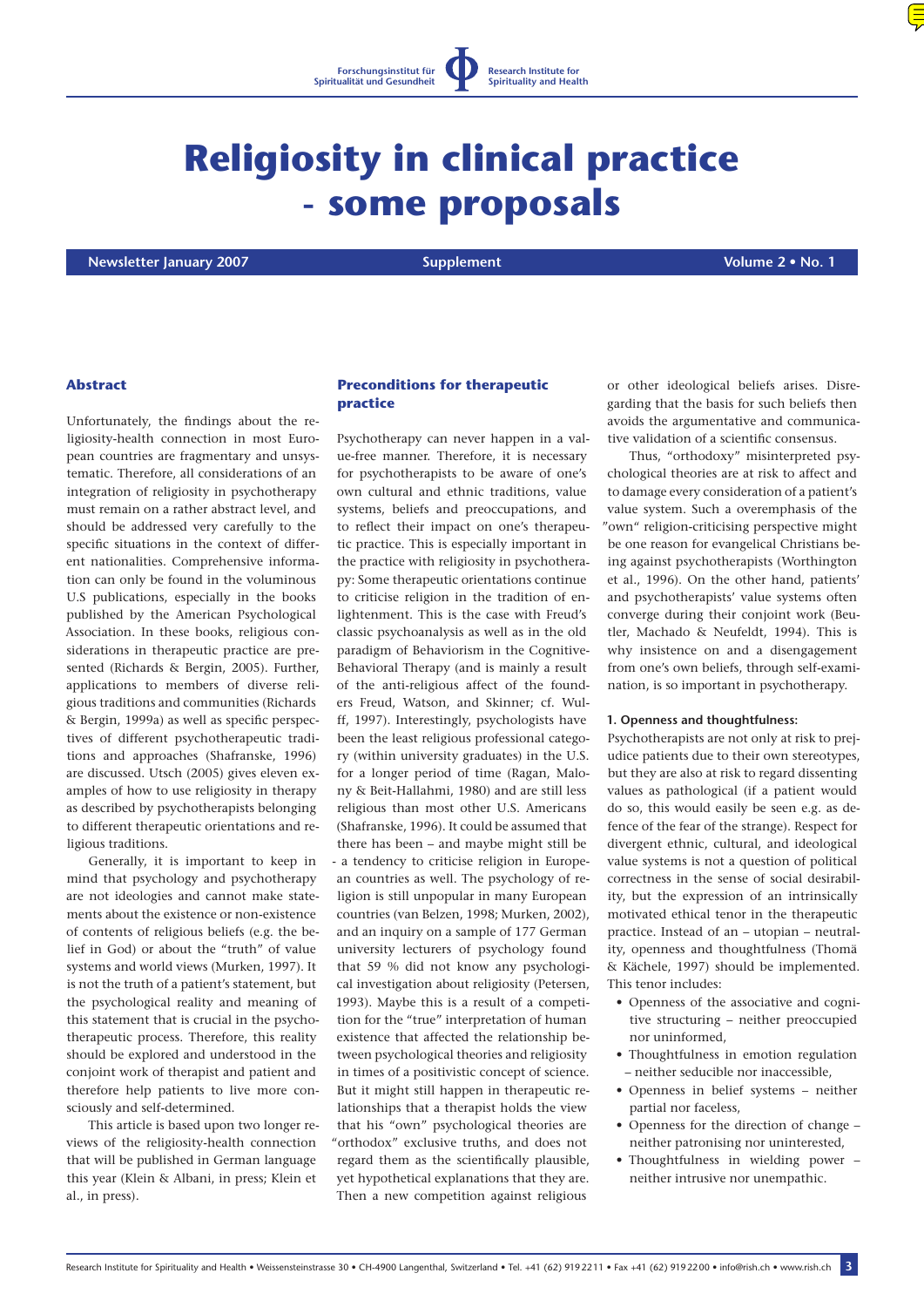# Religiosity in clinical practice - some proposals

**Newsletter January 2007** | **Supplement** | **Volume 2 • No. 1**

## Abstract

Unfortunately, the findings about the religiosity-health connection in most European countries are fragmentary and unsystematic. Therefore, all considerations of an integration of religiosity in psychotherapy must remain on a rather abstract level, and should be addressed very carefully to the specific situations in the context of different nationalities. Comprehensive information can only be found in the voluminous U.S publications, especially in the books published by the American Psychological Association. In these books, religious considerations in therapeutic practice are presented (Richards & Bergin, 2005). Further, applications to members of diverse religious traditions and communities (Richards & Bergin, 1999a) as well as specific perspectives of different psychotherapeutic traditions and approaches (Shafranske, 1996) are discussed. Utsch (2005) gives eleven examples of how to use religiosity in therapy as described by psychotherapists belonging to different therapeutic orientations and religious traditions.

Generally, it is important to keep in mind that psychology and psychotherapy are not ideologies and cannot make statements about the existence or non-existence of contents of religious beliefs (e.g. the belief in God) or about the "truth" of value systems and world views (Murken, 1997). It is not the truth of a patient's statement, but the psychological reality and meaning of this statement that is crucial in the psychotherapeutic process. Therefore, this reality should be explored and understood in the conjoint work of therapist and patient and therefore help patients to live more consciously and self-determined.

This article is based upon two longer reviews of the religiosity-health connection that will be published in German language this year (Klein & Albani, in press; Klein et al., in press).

## Preconditions for therapeutic practice

Psychotherapy can never happen in a value-free manner. Therefore, it is necessary for psychotherapists to be aware of one's own cultural and ethnic traditions, value systems, beliefs and preoccupations, and to reflect their impact on one's therapeutic practice. This is especially important in the practice with religiosity in psychotherapy: Some therapeutic orientations continue to criticise religion in the tradition of enlightenment. This is the case with Freud's classic psychoanalysis as well as in the old paradigm of Behaviorism in the Cognitive-Behavioral Therapy (and is mainly a result of the anti-religious affect of the founders Freud, Watson, and Skinner; cf. Wulff, 1997). Interestingly, psychologists have been the least religious professional category (within university graduates) in the U.S. for a longer period of time (Ragan, Malony & Beit-Hallahmi, 1980) and are still less religious than most other U.S. Americans (Shafranske, 1996). It could be assumed that there has been – and maybe might still be - a tendency to criticise religion in European countries as well. The psychology of religion is still unpopular in many European countries (van Belzen, 1998; Murken, 2002), and an inquiry on a sample of 177 German university lecturers of psychology found that 59 % did not know any psychological investigation about religiosity (Petersen, 1993). Maybe this is a result of a competition for the "true" interpretation of human existence that affected the relationship between psychological theories and religiosity in times of a positivistic concept of science. But it might still happen in therapeutic relationships that a therapist holds the view that his "own" psychological theories are "orthodox" exclusive truths, and does not regard them as the scientifically plausible, yet hypothetical explanations that they are. Then a new competition against religious or other ideological beliefs arises. Disregarding that the basis for such beliefs then avoids the argumentative and communicative validation of a scientific consensus.

Thus, "orthodoxy" misinterpreted psychological theories are at risk to affect and to damage every consideration of a patient's value system. Such a overemphasis of the "own" religion-criticising perspective might be one reason for evangelical Christians being against psychotherapists (Worthington et al., 1996). On the other hand, patients' and psychotherapists' value systems often converge during their conjoint work (Beutler, Machado & Neufeldt, 1994). This is why insistence on and a disengagement from one's own beliefs, through self-examination, is so important in psychotherapy.

**1. Openness and thoughtfulness:**
Psychotherapists are not only at risk to prejudice patients due to their own stereotypes, but they are also at risk to regard dissenting values as pathological (if a patient would do so, this would easily be seen e.g. as defence of the fear of the strange). Respect for divergent ethnic, cultural, and ideological value systems is not a question of political correctness in the sense of social desirability, but the expression of an intrinsically motivated ethical tenor in the therapeutic practice. Instead of an – utopian – neutrality, openness and thoughtfulness (Thomä & Kächele, 1997) should be implemented. This tenor includes:

- Openness of the associative and cognitive structuring – neither preoccupied nor uninformed,
- Thoughtfulness in emotion regulation – neither seducible nor inaccessible,
- Openness in belief systems – neither partial nor faceless,
- Openness for the direction of change – neither patronising nor uninterested,
- Thoughtfulness in wielding power – neither intrusive nor unempathic.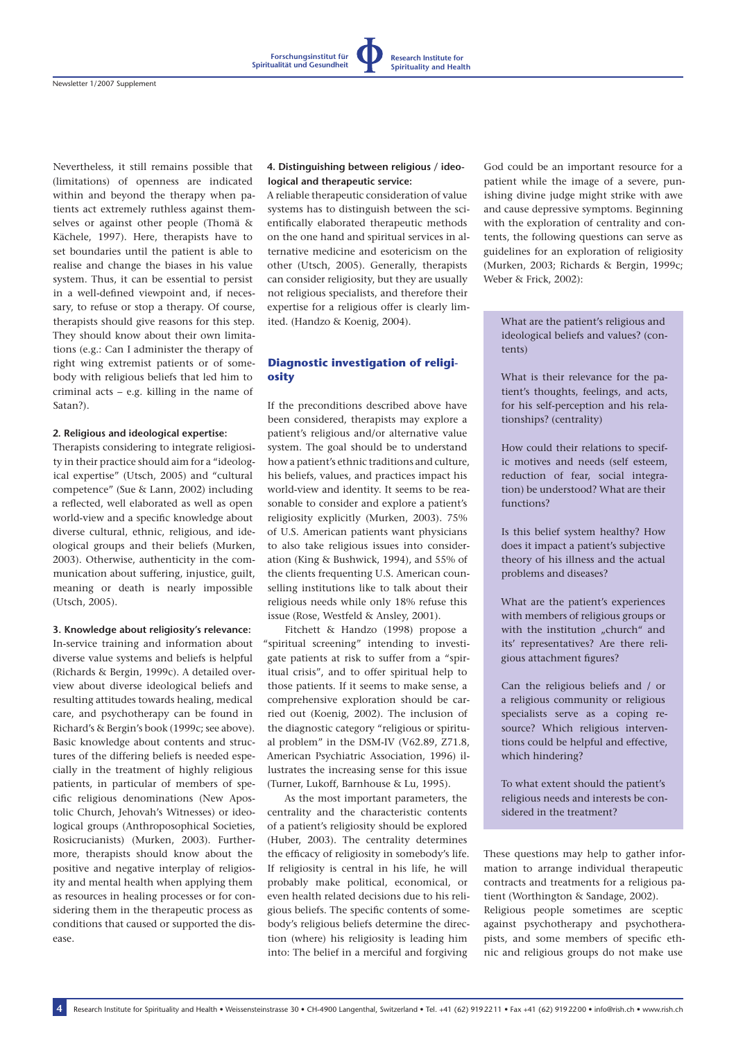Nevertheless, it still remains possible that (limitations) of openness are indicated within and beyond the therapy when patients act extremely ruthless against themselves or against other people (Thomä & Kächele, 1997). Here, therapists have to set boundaries until the patient is able to realise and change the biases in his value system. Thus, it can be essential to persist in a well-defined viewpoint and, if necessary, to refuse or stop a therapy. Of course, therapists should give reasons for this step. They should know about their own limitations (e.g.: Can I administer the therapy of right wing extremist patients or of somebody with religious beliefs that led him to criminal acts – e.g. killing in the name of Satan?).

**2. Religious and ideological expertise:**
Therapists considering to integrate religiosity in their practice should aim for a "ideological expertise" (Utsch, 2005) and "cultural competence" (Sue & Lann, 2002) including a reflected, well elaborated as well as open world-view and a specific knowledge about diverse cultural, ethnic, religious, and ideological groups and their beliefs (Murken, 2003). Otherwise, authenticity in the communication about suffering, injustice, guilt, meaning or death is nearly impossible (Utsch, 2005).

**3. Knowledge about religiosity's relevance:**
In-service training and information about diverse value systems and beliefs is helpful (Richards & Bergin, 1999c). A detailed overview about diverse ideological beliefs and resulting attitudes towards healing, medical care, and psychotherapy can be found in Richard's & Bergin's book (1999c; see above). Basic knowledge about contents and structures of the differing beliefs is needed especially in the treatment of highly religious patients, in particular of members of specific religious denominations (New Apostolic Church, Jehovah's Witnesses) or ideological groups (Anthroposophical Societies, Rosicrucianists) (Murken, 2003). Furthermore, therapists should know about the positive and negative interplay of religiosity and mental health when applying them as resources in healing processes or for considering them in the therapeutic process as conditions that caused or supported the disease.

**4. Distinguishing between religious / ideological and therapeutic service:**
A reliable therapeutic consideration of value systems has to distinguish between the scientifically elaborated therapeutic methods on the one hand and spiritual services in alternative medicine and esotericism on the other (Utsch, 2005). Generally, therapists can consider religiosity, but they are usually not religious specialists, and therefore their expertise for a religious offer is clearly limited. (Handzo & Koenig, 2004).

## Diagnostic investigation of religiosity

If the preconditions described above have been considered, therapists may explore a patient's religious and/or alternative value system. The goal should be to understand how a patient's ethnic traditions and culture, his beliefs, values, and practices impact his world-view and identity. It seems to be reasonable to consider and explore a patient's religiosity explicitly (Murken, 2003). 75% of U.S. American patients want physicians to also take religious issues into consideration (King & Bushwick, 1994), and 55% of the clients frequenting U.S. American counselling institutions like to talk about their religious needs while only 18% refuse this issue (Rose, Westfeld & Ansley, 2001).

Fitchett & Handzo (1998) propose a "spiritual screening" intending to investigate patients at risk to suffer from a "spiritual crisis", and to offer spiritual help to those patients. If it seems to make sense, a comprehensive exploration should be carried out (Koenig, 2002). The inclusion of the diagnostic category "religious or spiritual problem" in the DSM-IV (V62.89, Z71.8, American Psychiatric Association, 1996) illustrates the increasing sense for this issue (Turner, Lukoff, Barnhouse & Lu, 1995).

As the most important parameters, the centrality and the characteristic contents of a patient's religiosity should be explored (Huber, 2003). The centrality determines the efficacy of religiosity in somebody's life. If religiosity is central in his life, he will probably make political, economical, or even health related decisions due to his religious beliefs. The specific contents of somebody's religious beliefs determine the direction (where) his religiosity is leading him into: The belief in a merciful and forgiving God could be an important resource for a patient while the image of a severe, punishing divine judge might strike with awe and cause depressive symptoms. Beginning with the exploration of centrality and contents, the following questions can serve as guidelines for an exploration of religiosity (Murken, 2003; Richards & Bergin, 1999c; Weber & Frick, 2002):

> What are the patient's religious and ideological beliefs and values? (contents)
>
> What is their relevance for the patient's thoughts, feelings, and acts, for his self-perception and his relationships? (centrality)
>
> How could their relations to specific motives and needs (self esteem, reduction of fear, social integration) be understood? What are their functions?
>
> Is this belief system healthy? How does it impact a patient's subjective theory of his illness and the actual problems and diseases?
>
> What are the patient's experiences with members of religious groups or with the institution „church" and its' representatives? Are there religious attachment figures?
>
> Can the religious beliefs and / or a religious community or religious specialists serve as a coping resource? Which religious interventions could be helpful and effective, which hindering?
>
> To what extent should the patient's religious needs and interests be considered in the treatment?

These questions may help to gather information to arrange individual therapeutic contracts and treatments for a religious patient (Worthington & Sandage, 2002).
Religious people sometimes are sceptic against psychotherapy and psychotherapists, and some members of specific ethnic and religious groups do not make use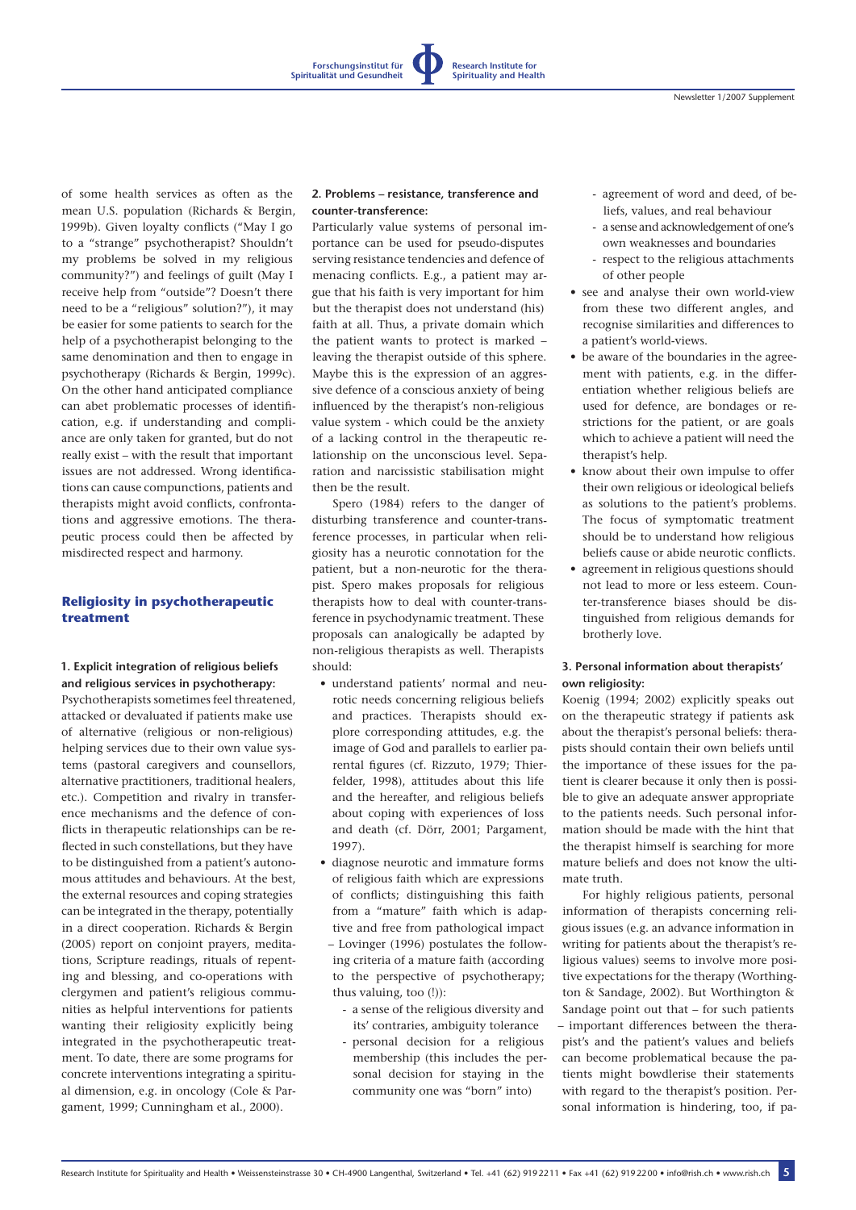of some health services as often as the mean U.S. population (Richards & Bergin, 1999b). Given loyalty conflicts ("May I go to a "strange" psychotherapist? Shouldn't my problems be solved in my religious community?") and feelings of guilt (May I receive help from "outside"? Doesn't there need to be a "religious" solution?"), it may be easier for some patients to search for the help of a psychotherapist belonging to the same denomination and then to engage in psychotherapy (Richards & Bergin, 1999c). On the other hand anticipated compliance can abet problematic processes of identification, e.g. if understanding and compliance are only taken for granted, but do not really exist – with the result that important issues are not addressed. Wrong identifications can cause compunctions, patients and therapists might avoid conflicts, confrontations and aggressive emotions. The therapeutic process could then be affected by misdirected respect and harmony.

## Religiosity in psychotherapeutic treatment

### 1. Explicit integration of religious beliefs and religious services in psychotherapy:

Psychotherapists sometimes feel threatened, attacked or devaluated if patients make use of alternative (religious or non-religious) helping services due to their own value systems (pastoral caregivers and counsellors, alternative practitioners, traditional healers, etc.). Competition and rivalry in transference mechanisms and the defence of conflicts in therapeutic relationships can be reflected in such constellations, but they have to be distinguished from a patient's autonomous attitudes and behaviours. At the best, the external resources and coping strategies can be integrated in the therapy, potentially in a direct cooperation. Richards & Bergin (2005) report on conjoint prayers, meditations, Scripture readings, rituals of repenting and blessing, and co-operations with clergymen and patient's religious communities as helpful interventions for patients wanting their religiosity explicitly being integrated in the psychotherapeutic treatment. To date, there are some programs for concrete interventions integrating a spiritual dimension, e.g. in oncology (Cole & Pargament, 1999; Cunningham et al., 2000).

### 2. Problems – resistance, transference and counter-transference:

Particularly value systems of personal importance can be used for pseudo-disputes serving resistance tendencies and defence of menacing conflicts. E.g., a patient may argue that his faith is very important for him but the therapist does not understand (his) faith at all. Thus, a private domain which the patient wants to protect is marked – leaving the therapist outside of this sphere. Maybe this is the expression of an aggressive defence of a conscious anxiety of being influenced by the therapist's non-religious value system - which could be the anxiety of a lacking control in the therapeutic relationship on the unconscious level. Separation and narcissistic stabilisation might then be the result.

Spero (1984) refers to the danger of disturbing transference and counter-transference processes, in particular when religiosity has a neurotic connotation for the patient, but a non-neurotic for the therapist. Spero makes proposals for religious therapists how to deal with counter-transference in psychodynamic treatment. These proposals can analogically be adapted by non-religious therapists as well. Therapists should:

- understand patients' normal and neurotic needs concerning religious beliefs and practices. Therapists should explore corresponding attitudes, e.g. the image of God and parallels to earlier parental figures (cf. Rizzuto, 1979; Thierfelder, 1998), attitudes about this life and the hereafter, and religious beliefs about coping with experiences of loss and death (cf. Dörr, 2001; Pargament, 1997).
- diagnose neurotic and immature forms of religious faith which are expressions of conflicts; distinguishing this faith from a "mature" faith which is adaptive and free from pathological impact – Lovinger (1996) postulates the following criteria of a mature faith (according to the perspective of psychotherapy; thus valuing, too (!)):
  - a sense of the religious diversity and its' contraries, ambiguity tolerance
  - personal decision for a religious membership (this includes the personal decision for staying in the community one was "born" into)
  - agreement of word and deed, of beliefs, values, and real behaviour
  - a sense and acknowledgement of one's own weaknesses and boundaries
  - respect to the religious attachments of other people
- see and analyse their own world-view from these two different angles, and recognise similarities and differences to a patient's world-views.
- be aware of the boundaries in the agreement with patients, e.g. in the differentiation whether religious beliefs are used for defence, are bondages or restrictions for the patient, or are goals which to achieve a patient will need the therapist's help.
- know about their own impulse to offer their own religious or ideological beliefs as solutions to the patient's problems. The focus of symptomatic treatment should be to understand how religious beliefs cause or abide neurotic conflicts.
- agreement in religious questions should not lead to more or less esteem. Counter-transference biases should be distinguished from religious demands for brotherly love.

### 3. Personal information about therapists' own religiosity:

Koenig (1994; 2002) explicitly speaks out on the therapeutic strategy if patients ask about the therapist's personal beliefs: therapists should contain their own beliefs until the importance of these issues for the patient is clearer because it only then is possible to give an adequate answer appropriate to the patients needs. Such personal information should be made with the hint that the therapist himself is searching for more mature beliefs and does not know the ultimate truth.

For highly religious patients, personal information of therapists concerning religious issues (e.g. an advance information in writing for patients about the therapist's religious values) seems to involve more positive expectations for the therapy (Worthington & Sandage, 2002). But Worthington & Sandage point out that – for such patients – important differences between the therapist's and the patient's values and beliefs can become problematical because the patients might bowdlerise their statements with regard to the therapist's position. Personal information is hindering, too, if pa-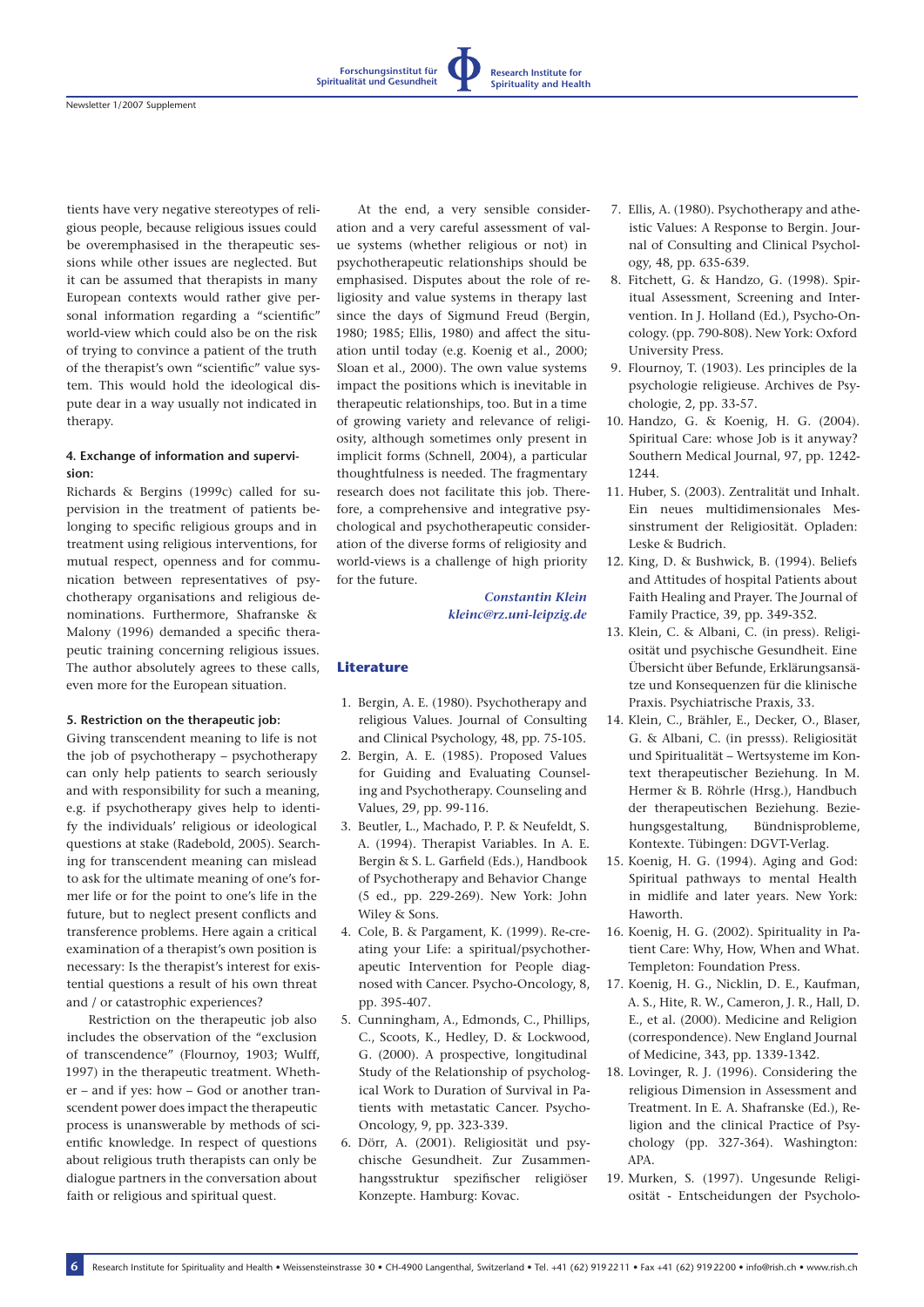tients have very negative stereotypes of religious people, because religious issues could be overemphasised in the therapeutic sessions while other issues are neglected. But it can be assumed that therapists in many European contexts would rather give personal information regarding a "scientific" world-view which could also be on the risk of trying to convince a patient of the truth of the therapist's own "scientific" value system. This would hold the ideological dispute dear in a way usually not indicated in therapy.

#### 4. Exchange of information and supervision:

Richards & Bergins (1999c) called for supervision in the treatment of patients belonging to specific religious groups and in treatment using religious interventions, for mutual respect, openness and for communication between representatives of psychotherapy organisations and religious denominations. Furthermore, Shafranske & Malony (1996) demanded a specific therapeutic training concerning religious issues. The author absolutely agrees to these calls, even more for the European situation.

#### 5. Restriction on the therapeutic job:

Giving transcendent meaning to life is not the job of psychotherapy – psychotherapy can only help patients to search seriously and with responsibility for such a meaning, e.g. if psychotherapy gives help to identify the individuals' religious or ideological questions at stake (Radebold, 2005). Searching for transcendent meaning can mislead to ask for the ultimate meaning of one's former life or for the point to one's life in the future, but to neglect present conflicts and transference problems. Here again a critical examination of a therapist's own position is necessary: Is the therapist's interest for existential questions a result of his own threat and / or catastrophic experiences?

Restriction on the therapeutic job also includes the observation of the "exclusion of transcendence" (Flournoy, 1903; Wulff, 1997) in the therapeutic treatment. Whether – and if yes: how – God or another transcendent power does impact the therapeutic process is unanswerable by methods of scientific knowledge. In respect of questions about religious truth therapists can only be dialogue partners in the conversation about faith or religious and spiritual quest.

At the end, a very sensible consideration and a very careful assessment of value systems (whether religious or not) in psychotherapeutic relationships should be emphasised. Disputes about the role of religiosity and value systems in therapy last since the days of Sigmund Freud (Bergin, 1980; 1985; Ellis, 1980) and affect the situation until today (e.g. Koenig et al., 2000; Sloan et al., 2000). The own value systems impact the positions which is inevitable in therapeutic relationships, too. But in a time of growing variety and relevance of religiosity, although sometimes only present in implicit forms (Schnell, 2004), a particular thoughtfulness is needed. The fragmentary research does not facilitate this job. Therefore, a comprehensive and integrative psychological and psychotherapeutic consideration of the diverse forms of religiosity and world-views is a challenge of high priority for the future.

*Constantin Klein*
*kleinc@rz.uni-leipzig.de*

### Literature

1. Bergin, A. E. (1980). Psychotherapy and religious Values. Journal of Consulting and Clinical Psychology, 48, pp. 75-105.
2. Bergin, A. E. (1985). Proposed Values for Guiding and Evaluating Counseling and Psychotherapy. Counseling and Values, 29, pp. 99-116.
3. Beutler, L., Machado, P. P. & Neufeldt, S. A. (1994). Therapist Variables. In A. E. Bergin & S. L. Garfield (Eds.), Handbook of Psychotherapy and Behavior Change (5 ed., pp. 229-269). New York: John Wiley & Sons.
4. Cole, B. & Pargament, K. (1999). Re-creating your Life: a spiritual/psychotherapeutic Intervention for People diagnosed with Cancer. Psycho-Oncology, 8, pp. 395-407.
5. Cunningham, A., Edmonds, C., Phillips, C., Scoots, K., Hedley, D. & Lockwood, G. (2000). A prospective, longitudinal Study of the Relationship of psychological Work to Duration of Survival in Patients with metastatic Cancer. Psycho-Oncology, 9, pp. 323-339.
6. Dörr, A. (2001). Religiosität und psychische Gesundheit. Zur Zusammenhangsstruktur spezifischer religiöser Konzepte. Hamburg: Kovac.
7. Ellis, A. (1980). Psychotherapy and atheistic Values: A Response to Bergin. Journal of Consulting and Clinical Psychology, 48, pp. 635-639.
8. Fitchett, G. & Handzo, G. (1998). Spiritual Assessment, Screening and Intervention. In J. Holland (Ed.), Psycho-Oncology. (pp. 790-808). New York: Oxford University Press.
9. Flournoy, T. (1903). Les principles de la psychologie religieuse. Archives de Psychologie, 2, pp. 33-57.
10. Handzo, G. & Koenig, H. G. (2004). Spiritual Care: whose Job is it anyway? Southern Medical Journal, 97, pp. 1242-1244.
11. Huber, S. (2003). Zentralität und Inhalt. Ein neues multidimensionales Messinstrument der Religiosität. Opladen: Leske & Budrich.
12. King, D. & Bushwick, B. (1994). Beliefs and Attitudes of hospital Patients about Faith Healing and Prayer. The Journal of Family Practice, 39, pp. 349-352.
13. Klein, C. & Albani, C. (in press). Religiosität und psychische Gesundheit. Eine Übersicht über Befunde, Erklärungsansätze und Konsequenzen für die klinische Praxis. Psychiatrische Praxis, 33.
14. Klein, C., Brähler, E., Decker, O., Blaser, G. & Albani, C. (in presss). Religiosität und Spiritualität – Wertsysteme im Kontext therapeutischer Beziehung. In M. Hermer & B. Röhrle (Hrsg.), Handbuch der therapeutischen Beziehung. Beziehungsgestaltung, Bündnisprobleme, Kontexte. Tübingen: DGVT-Verlag.
15. Koenig, H. G. (1994). Aging and God: Spiritual pathways to mental Health in midlife and later years. New York: Haworth.
16. Koenig, H. G. (2002). Spirituality in Patient Care: Why, How, When and What. Templeton: Foundation Press.
17. Koenig, H. G., Nicklin, D. E., Kaufman, A. S., Hite, R. W., Cameron, J. R., Hall, D. E., et al. (2000). Medicine and Religion (correspondence). New England Journal of Medicine, 343, pp. 1339-1342.
18. Lovinger, R. J. (1996). Considering the religious Dimension in Assessment and Treatment. In E. A. Shafranske (Ed.), Religion and the clinical Practice of Psychology (pp. 327-364). Washington: APA.
19. Murken, S. (1997). Ungesunde Religiosität - Entscheidungen der Psycholo-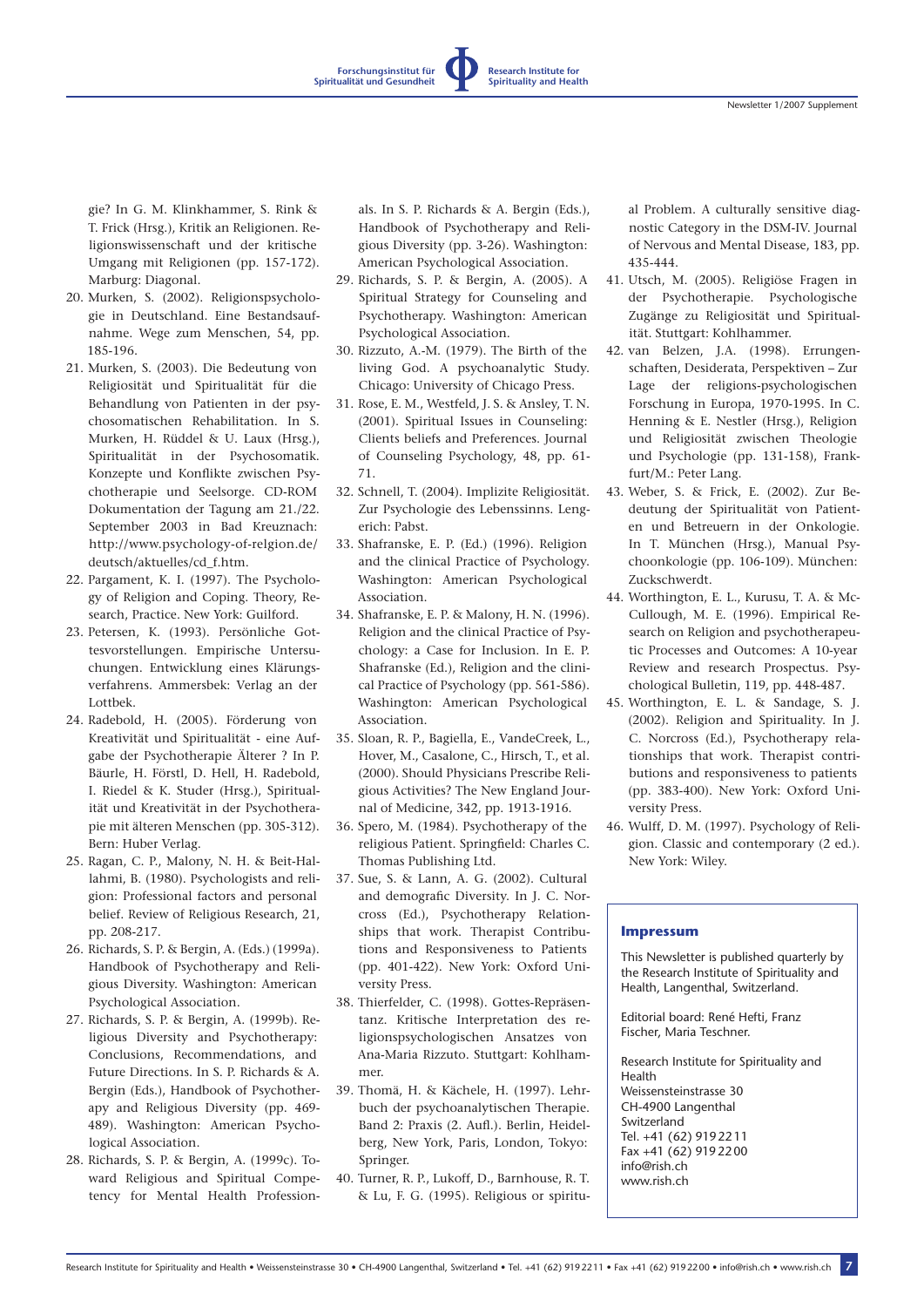gie? In G. M. Klinkhammer, S. Rink & T. Frick (Hrsg.), Kritik an Religionen. Religionswissenschaft und der kritische Umgang mit Religionen (pp. 157-172). Marburg: Diagonal.

20. Murken, S. (2002). Religionspsychologie in Deutschland. Eine Bestandsaufnahme. Wege zum Menschen, 54, pp. 185-196.
21. Murken, S. (2003). Die Bedeutung von Religiosität und Spiritualität für die Behandlung von Patienten in der psychosomatischen Rehabilitation. In S. Murken, H. Rüddel & U. Laux (Hrsg.), Spiritualität in der Psychosomatik. Konzepte und Konflikte zwischen Psychotherapie und Seelsorge. CD-ROM Dokumentation der Tagung am 21./22. September 2003 in Bad Kreuznach: http://www.psychology-of-relgion.de/deutsch/aktuelles/cd_f.htm.
22. Pargament, K. I. (1997). The Psychology of Religion and Coping. Theory, Research, Practice. New York: Guilford.
23. Petersen, K. (1993). Persönliche Gottesvorstellungen. Empirische Untersuchungen. Entwicklung eines Klärungsverfahrens. Ammersbek: Verlag an der Lottbek.
24. Radebold, H. (2005). Förderung von Kreativität und Spiritualität - eine Aufgabe der Psychotherapie Älterer ? In P. Bäurle, H. Förstl, D. Hell, H. Radebold, I. Riedel & K. Studer (Hrsg.), Spiritualität und Kreativität in der Psychotherapie mit älteren Menschen (pp. 305-312). Bern: Huber Verlag.
25. Ragan, C. P., Malony, N. H. & Beit-Hallahmi, B. (1980). Psychologists and religion: Professional factors and personal belief. Review of Religious Research, 21, pp. 208-217.
26. Richards, S. P. & Bergin, A. (Eds.) (1999a). Handbook of Psychotherapy and Religious Diversity. Washington: American Psychological Association.
27. Richards, S. P. & Bergin, A. (1999b). Religious Diversity and Psychotherapy: Conclusions, Recommendations, and Future Directions. In S. P. Richards & A. Bergin (Eds.), Handbook of Psychotherapy and Religious Diversity (pp. 469-489). Washington: American Psychological Association.
28. Richards, S. P. & Bergin, A. (1999c). Toward Religious and Spiritual Competency for Mental Health Professionals. In S. P. Richards & A. Bergin (Eds.), Handbook of Psychotherapy and Religious Diversity (pp. 3-26). Washington: American Psychological Association.
29. Richards, S. P. & Bergin, A. (2005). A Spiritual Strategy for Counseling and Psychotherapy. Washington: American Psychological Association.
30. Rizzuto, A.-M. (1979). The Birth of the living God. A psychoanalytic Study. Chicago: University of Chicago Press.
31. Rose, E. M., Westfeld, J. S. & Ansley, T. N. (2001). Spiritual Issues in Counseling: Clients beliefs and Preferences. Journal of Counseling Psychology, 48, pp. 61-71.
32. Schnell, T. (2004). Implizite Religiosität. Zur Psychologie des Lebenssinns. Lengerich: Pabst.
33. Shafranske, E. P. (Ed.) (1996). Religion and the clinical Practice of Psychology. Washington: American Psychological Association.
34. Shafranske, E. P. & Malony, H. N. (1996). Religion and the clinical Practice of Psychology: a Case for Inclusion. In E. P. Shafranske (Ed.), Religion and the clinical Practice of Psychology (pp. 561-586). Washington: American Psychological Association.
35. Sloan, R. P., Bagiella, E., VandeCreek, L., Hover, M., Casalone, C., Hirsch, T., et al. (2000). Should Physicians Prescribe Religious Activities? The New England Journal of Medicine, 342, pp. 1913-1916.
36. Spero, M. (1984). Psychotherapy of the religious Patient. Springfield: Charles C. Thomas Publishing Ltd.
37. Sue, S. & Lann, A. G. (2002). Cultural and demografic Diversity. In J. C. Norcross (Ed.), Psychotherapy Relationships that work. Therapist Contributions and Responsiveness to Patients (pp. 401-422). New York: Oxford University Press.
38. Thierfelder, C. (1998). Gottes-Repräsentanz. Kritische Interpretation des religionspsychologischen Ansatzes von Ana-Maria Rizzuto. Stuttgart: Kohlhammer.
39. Thomä, H. & Kächele, H. (1997). Lehrbuch der psychoanalytischen Therapie. Band 2: Praxis (2. Aufl.). Berlin, Heidelberg, New York, Paris, London, Tokyo: Springer.
40. Turner, R. P., Lukoff, D., Barnhouse, R. T. & Lu, F. G. (1995). Religious or spiritual Problem. A culturally sensitive diagnostic Category in the DSM-IV. Journal of Nervous and Mental Disease, 183, pp. 435-444.
41. Utsch, M. (2005). Religiöse Fragen in der Psychotherapie. Psychologische Zugänge zu Religiosität und Spiritualität. Stuttgart: Kohlhammer.
42. van Belzen, J.A. (1998). Errungenschaften, Desiderata, Perspektiven – Zur Lage der religions-psychologischen Forschung in Europa, 1970-1995. In C. Henning & E. Nestler (Hrsg.), Religion und Religiosität zwischen Theologie und Psychologie (pp. 131-158), Frankfurt/M.: Peter Lang.
43. Weber, S. & Frick, E. (2002). Zur Bedeutung der Spiritualität von Patienten und Betreuern in der Onkologie. In T. München (Hrsg.), Manual Psychoonkologie (pp. 106-109). München: Zuckschwerdt.
44. Worthington, E. L., Kurusu, T. A. & McCullough, M. E. (1996). Empirical Research on Religion and psychotherapeutic Processes and Outcomes: A 10-year Review and research Prospectus. Psychological Bulletin, 119, pp. 448-487.
45. Worthington, E. L. & Sandage, S. J. (2002). Religion and Spirituality. In J. C. Norcross (Ed.), Psychotherapy relationships that work. Therapist contributions and responsiveness to patients (pp. 383-400). New York: Oxford University Press.
46. Wulff, D. M. (1997). Psychology of Religion. Classic and contemporary (2 ed.). New York: Wiley.

## Impressum

This Newsletter is published quarterly by the Research Institute of Spirituality and Health, Langenthal, Switzerland.

Editorial board: René Hefti, Franz Fischer, Maria Teschner.

Research Institute for Spirituality and Health
Weissensteinstrasse 30
CH-4900 Langenthal
Switzerland
Tel. +41 (62) 919 22 11
Fax +41 (62) 919 22 00
info@rish.ch
www.rish.ch